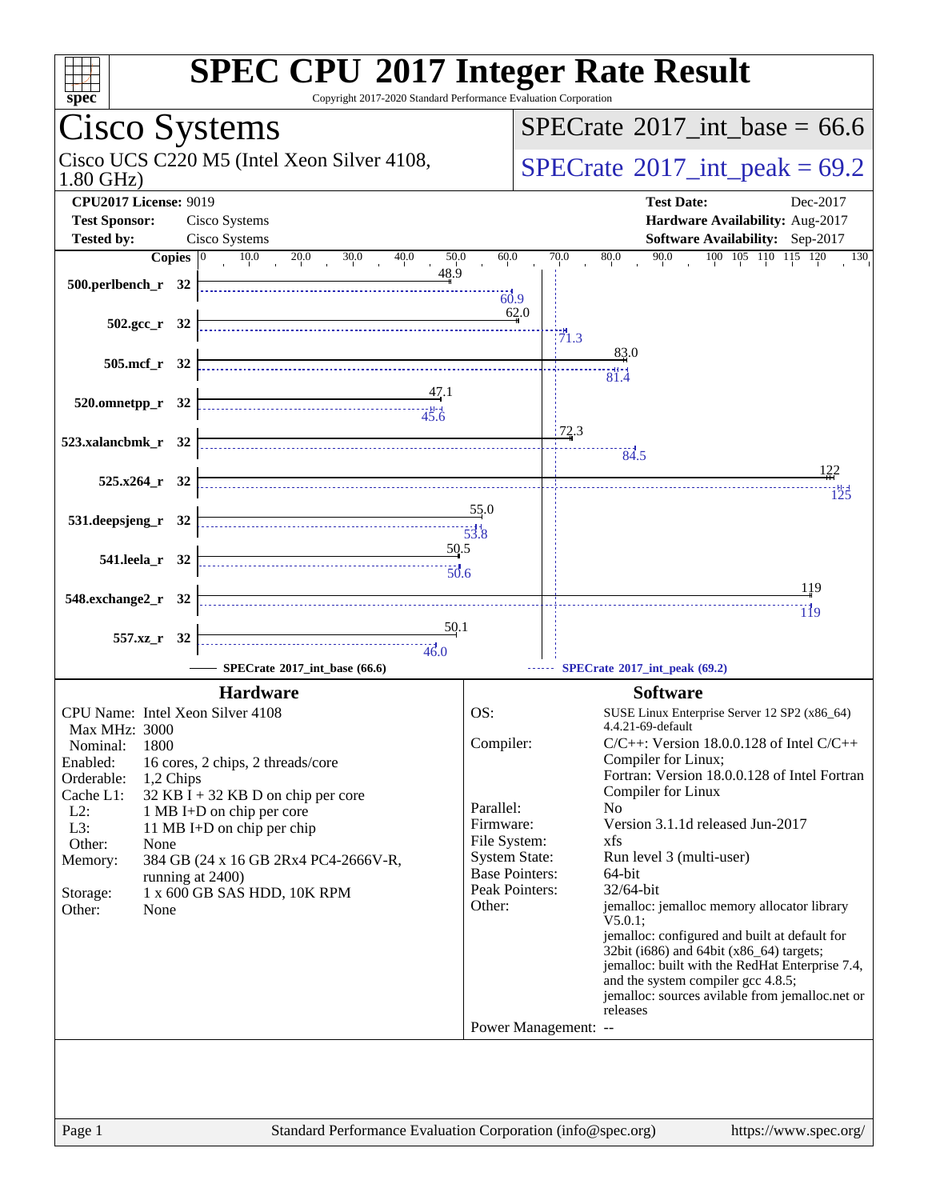# SPEC CPU 2017 Integer Rate Result

Copyright 2017-2020 Standard Performance Evaluation Corporation

## Cisco Systems

Cisco UCS C220 M5 (Intel Xeon Silver 4108, 1.80 GHz)

SPECrate 2017_int_base = 66.6

SPECrate 2017_int_peak = 69.2

**CPU2017 License:** 9019
**Test Sponsor:** Cisco Systems
**Tested by:** Cisco Systems

**Test Date:** Dec-2017
**Hardware Availability:** Aug-2017
**Software Availability:** Sep-2017

| Benchmark | Copies | Base | Peak |
|---|---|---|---|
| 500.perlbench_r | 32 | 48.9 | 60.9 |
| 502.gcc_r | 32 | 62.0 | 71.3 |
| 505.mcf_r | 32 | 83.0 | 81.4 |
| 520.omnetpp_r | 32 | 47.1 | 45.6 |
| 523.xalancbmk_r | 32 | 72.3 | 84.5 |
| 525.x264_r | 32 | 122 | 125 |
| 531.deepsjeng_r | 32 | 55.0 | 53.8 |
| 541.leela_r | 32 | 50.5 | 50.6 |
| 548.exchange2_r | 32 | 119 | 119 |
| 557.xz_r | 32 | 50.1 | 46.0 |

SPECrate 2017_int_base (66.6) — SPECrate 2017_int_peak (69.2)

### Hardware

| | |
|---|---|
| CPU Name: | Intel Xeon Silver 4108 |
| Max MHz: | 3000 |
| Nominal: | 1800 |
| Enabled: | 16 cores, 2 chips, 2 threads/core |
| Orderable: | 1,2 Chips |
| Cache L1: | 32 KB I + 32 KB D on chip per core |
| L2: | 1 MB I+D on chip per core |
| L3: | 11 MB I+D on chip per chip |
| Other: | None |
| Memory: | 384 GB (24 x 16 GB 2Rx4 PC4-2666V-R, running at 2400) |
| Storage: | 1 x 600 GB SAS HDD, 10K RPM |
| Other: | None |

### Software

| | |
|---|---|
| OS: | SUSE Linux Enterprise Server 12 SP2 (x86_64) 4.4.21-69-default |
| Compiler: | C/C++: Version 18.0.0.128 of Intel C/C++ Compiler for Linux; Fortran: Version 18.0.0.128 of Intel Fortran Compiler for Linux |
| Parallel: | No |
| Firmware: | Version 3.1.1d released Jun-2017 |
| File System: | xfs |
| System State: | Run level 3 (multi-user) |
| Base Pointers: | 64-bit |
| Peak Pointers: | 32/64-bit |
| Other: | jemalloc: jemalloc memory allocator library V5.0.1; jemalloc: configured and built at default for 32bit (i686) and 64bit (x86_64) targets; jemalloc: built with the RedHat Enterprise 7.4, and the system compiler gcc 4.8.5; jemalloc: sources avilable from jemalloc.net or releases |
| Power Management: | -- |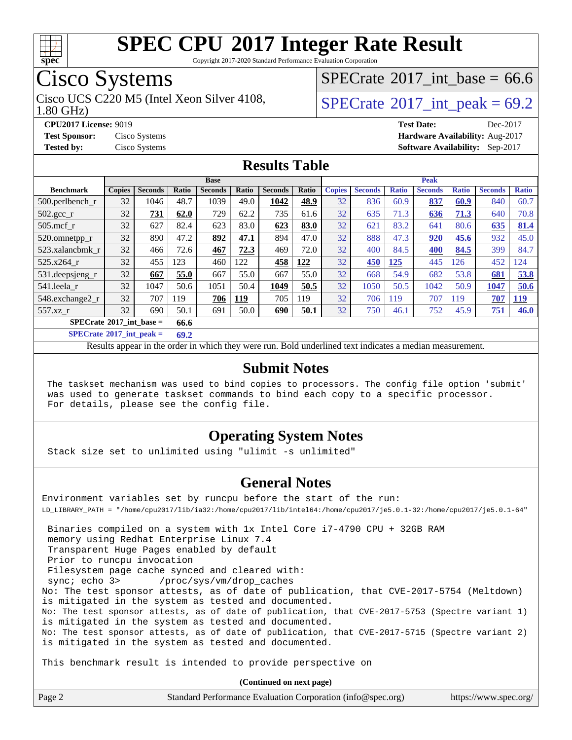# SPEC CPU 2017 Integer Rate Result

Copyright 2017-2020 Standard Performance Evaluation Corporation

## Cisco Systems

Cisco UCS C220 M5 (Intel Xeon Silver 4108, 1.80 GHz)

SPECrate 2017_int_base = 66.6

SPECrate 2017_int_peak = 69.2

**CPU2017 License:** 9019
**Test Sponsor:** Cisco Systems
**Tested by:** Cisco Systems

**Test Date:** Dec-2017
**Hardware Availability:** Aug-2017
**Software Availability:** Sep-2017

## Results Table

| | Base | | | | | | | Peak | | | | | | |
|---|---|---|---|---|---|---|---|---|---|---|---|---|---|---|
| **Benchmark** | **Copies** | **Seconds** | **Ratio** | **Seconds** | **Ratio** | **Seconds** | **Ratio** | **Copies** | **Seconds** | **Ratio** | **Seconds** | **Ratio** | **Seconds** | **Ratio** |
| 500.perlbench_r | 32 | 1046 | 48.7 | 1039 | 49.0 | **1042** | **48.9** | 32 | 836 | 60.9 | **837** | **60.9** | 840 | 60.7 |
| 502.gcc_r | 32 | **731** | **62.0** | 729 | 62.2 | 735 | 61.6 | 32 | 635 | 71.3 | **636** | **71.3** | 640 | 70.8 |
| 505.mcf_r | 32 | 627 | 82.4 | 623 | 83.0 | **623** | **83.0** | 32 | 621 | 83.2 | 641 | 80.6 | **635** | **81.4** |
| 520.omnetpp_r | 32 | 890 | 47.2 | **892** | **47.1** | 894 | 47.0 | 32 | 888 | 47.3 | **920** | **45.6** | 932 | 45.0 |
| 523.xalancbmk_r | 32 | 466 | 72.6 | **467** | **72.3** | 469 | 72.0 | 32 | 400 | 84.5 | **400** | **84.5** | 399 | 84.7 |
| 525.x264_r | 32 | 455 | 123 | 460 | 122 | **458** | **122** | 32 | **450** | **125** | 445 | 126 | 452 | 124 |
| 531.deepsjeng_r | 32 | **667** | **55.0** | 667 | 55.0 | 667 | 55.0 | 32 | 668 | 54.9 | 682 | 53.8 | **681** | **53.8** |
| 541.leela_r | 32 | 1047 | 50.6 | 1051 | 50.4 | **1049** | **50.5** | 32 | 1050 | 50.5 | 1042 | 50.9 | **1047** | **50.6** |
| 548.exchange2_r | 32 | 707 | 119 | **706** | **119** | 705 | 119 | 32 | 706 | 119 | 707 | 119 | **707** | **119** |
| 557.xz_r | 32 | 690 | 50.1 | 691 | 50.0 | **690** | **50.1** | 32 | 750 | 46.1 | 752 | 45.9 | **751** | **46.0** |

**SPECrate 2017_int_base = 66.6**

**SPECrate 2017_int_peak = 69.2**

Results appear in the order in which they were run. Bold underlined text indicates a median measurement.

## Submit Notes

```
The taskset mechanism was used to bind copies to processors. The config file option 'submit'
was used to generate taskset commands to bind each copy to a specific processor.
For details, please see the config file.
```

## Operating System Notes

```
Stack size set to unlimited using "ulimit -s unlimited"
```

## General Notes

```
Environment variables set by runcpu before the start of the run:
LD_LIBRARY_PATH = "/home/cpu2017/lib/ia32:/home/cpu2017/lib/intel64:/home/cpu2017/je5.0.1-32:/home/cpu2017/je5.0.1-64"

 Binaries compiled on a system with 1x Intel Core i7-4790 CPU + 32GB RAM
 memory using Redhat Enterprise Linux 7.4
 Transparent Huge Pages enabled by default
 Prior to runcpu invocation
 Filesystem page cache synced and cleared with:
 sync; echo 3>       /proc/sys/vm/drop_caches
No: The test sponsor attests, as of date of publication, that CVE-2017-5754 (Meltdown)
is mitigated in the system as tested and documented.
No: The test sponsor attests, as of date of publication, that CVE-2017-5753 (Spectre variant 1)
is mitigated in the system as tested and documented.
No: The test sponsor attests, as of date of publication, that CVE-2017-5715 (Spectre variant 2)
is mitigated in the system as tested and documented.

This benchmark result is intended to provide perspective on
```

**(Continued on next page)**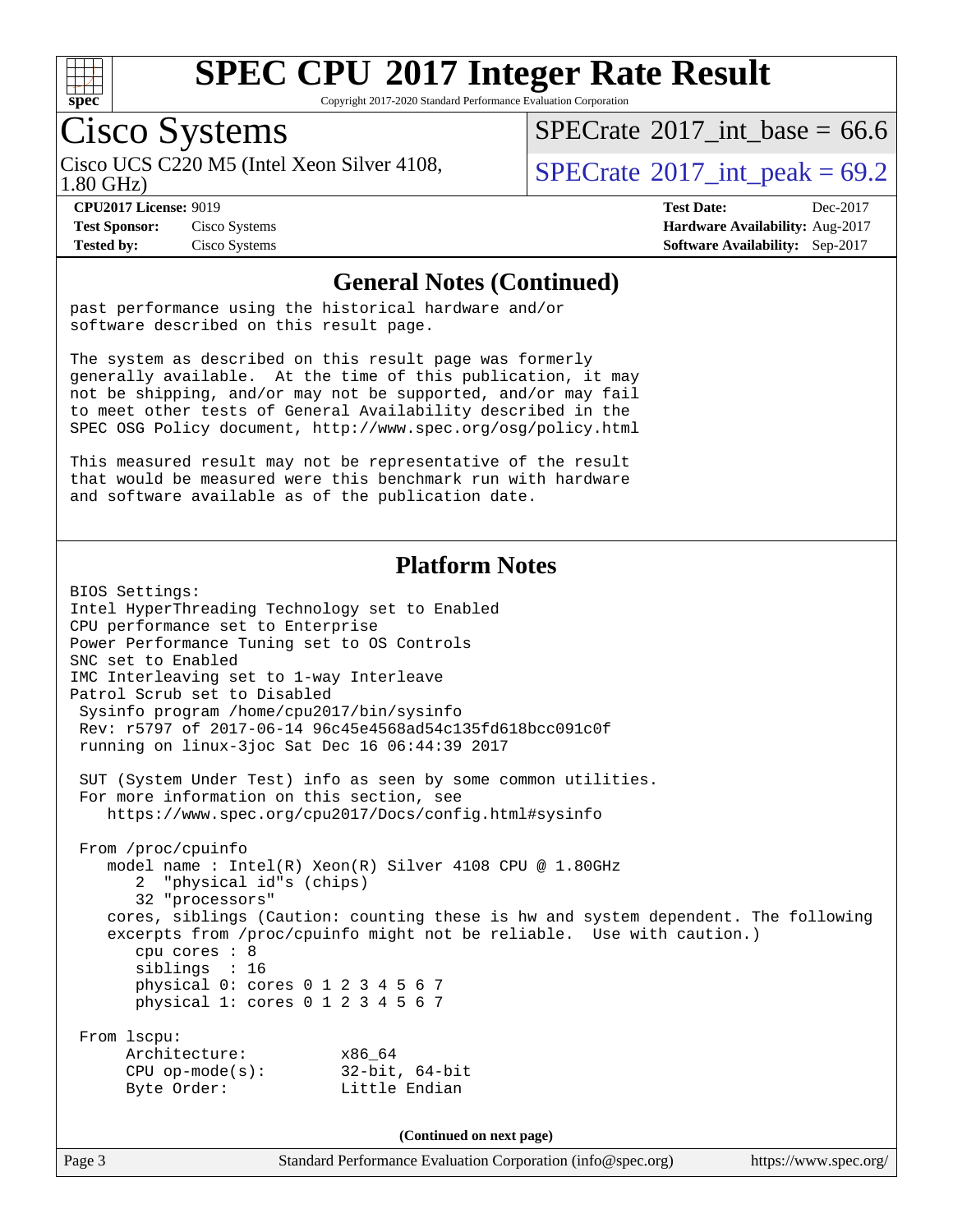# SPEC CPU 2017 Integer Rate Result

Copyright 2017-2020 Standard Performance Evaluation Corporation

## Cisco Systems

Cisco UCS C220 M5 (Intel Xeon Silver 4108, 1.80 GHz)

SPECrate 2017_int_base = 66.6

SPECrate 2017_int_peak = 69.2

| | | | |
|---|---|---|---|
| **CPU2017 License:** | 9019 | **Test Date:** | Dec-2017 |
| **Test Sponsor:** | Cisco Systems | **Hardware Availability:** | Aug-2017 |
| **Tested by:** | Cisco Systems | **Software Availability:** | Sep-2017 |

### General Notes (Continued)

```
past performance using the historical hardware and/or
software described on this result page.

The system as described on this result page was formerly
generally available.  At the time of this publication, it may
not be shipping, and/or may not be supported, and/or may fail
to meet other tests of General Availability described in the
SPEC OSG Policy document, http://www.spec.org/osg/policy.html

This measured result may not be representative of the result
that would be measured were this benchmark run with hardware
and software available as of the publication date.
```

### Platform Notes

```
BIOS Settings:
Intel HyperThreading Technology set to Enabled
CPU performance set to Enterprise
Power Performance Tuning set to OS Controls
SNC set to Enabled
IMC Interleaving set to 1-way Interleave
Patrol Scrub set to Disabled
 Sysinfo program /home/cpu2017/bin/sysinfo
 Rev: r5797 of 2017-06-14 96c45e4568ad54c135fd618bcc091c0f
 running on linux-3joc Sat Dec 16 06:44:39 2017

 SUT (System Under Test) info as seen by some common utilities.
 For more information on this section, see
    https://www.spec.org/cpu2017/Docs/config.html#sysinfo

 From /proc/cpuinfo
    model name : Intel(R) Xeon(R) Silver 4108 CPU @ 1.80GHz
       2  "physical id"s (chips)
       32 "processors"
    cores, siblings (Caution: counting these is hw and system dependent. The following
    excerpts from /proc/cpuinfo might not be reliable.  Use with caution.)
       cpu cores : 8
       siblings  : 16
       physical 0: cores 0 1 2 3 4 5 6 7
       physical 1: cores 0 1 2 3 4 5 6 7

 From lscpu:
      Architecture:          x86_64
      CPU op-mode(s):        32-bit, 64-bit
      Byte Order:            Little Endian
```

(Continued on next page)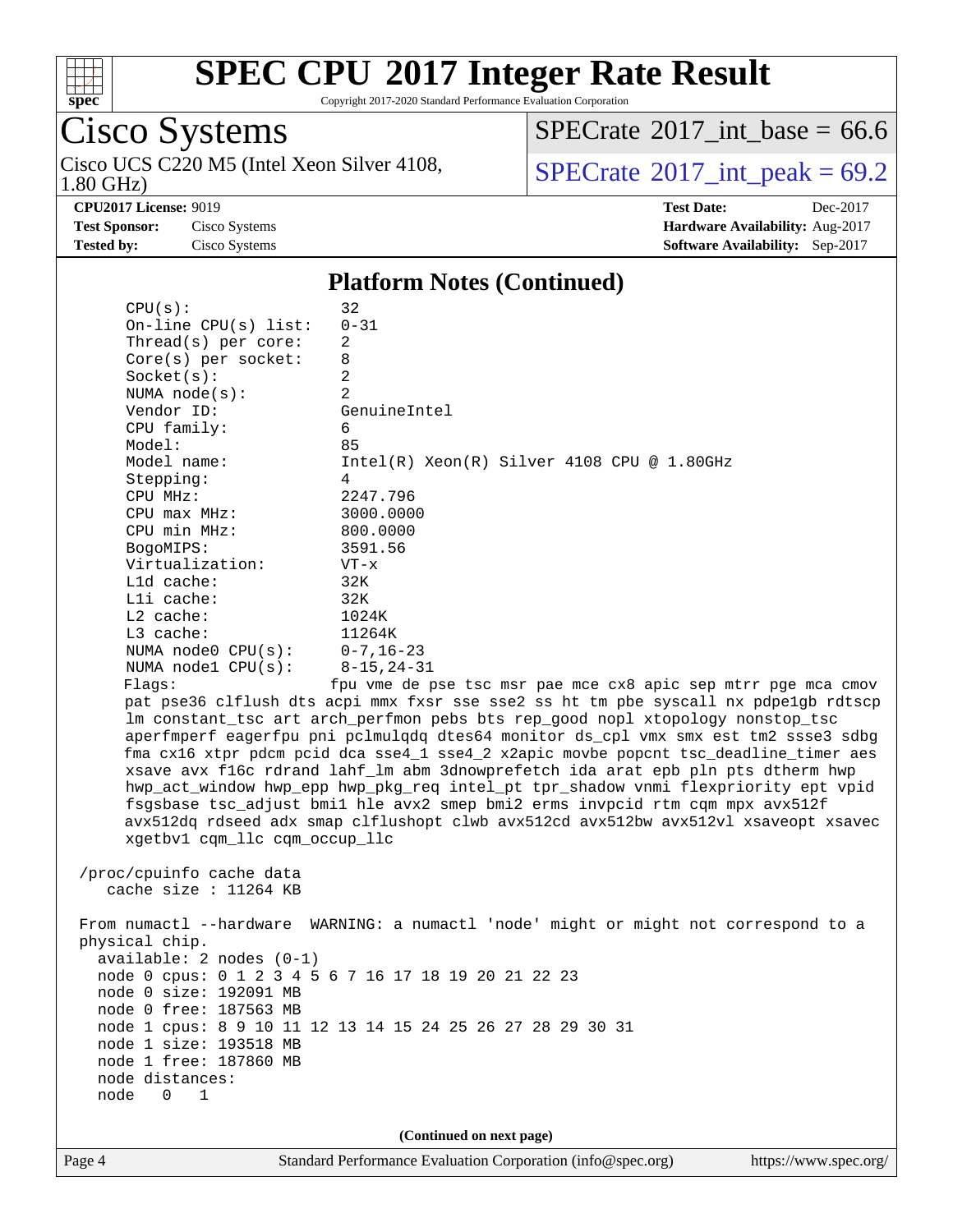## Platform Notes (Continued)

```
    CPU(s):                32
    On-line CPU(s) list:   0-31
    Thread(s) per core:    2
    Core(s) per socket:    8
    Socket(s):             2
    NUMA node(s):          2
    Vendor ID:             GenuineIntel
    CPU family:            6
    Model:                 85
    Model name:            Intel(R) Xeon(R) Silver 4108 CPU @ 1.80GHz
    Stepping:              4
    CPU MHz:               2247.796
    CPU max MHz:           3000.0000
    CPU min MHz:           800.0000
    BogoMIPS:              3591.56
    Virtualization:        VT-x
    L1d cache:             32K
    L1i cache:             32K
    L2 cache:              1024K
    L3 cache:              11264K
    NUMA node0 CPU(s):     0-7,16-23
    NUMA node1 CPU(s):     8-15,24-31
    Flags:                fpu vme de pse tsc msr pae mce cx8 apic sep mtrr pge mca cmov
    pat pse36 clflush dts acpi mmx fxsr sse sse2 ss ht tm pbe syscall nx pdpe1gb rdtscp
    lm constant_tsc art arch_perfmon pebs bts rep_good nopl xtopology nonstop_tsc
    aperfmperf eagerfpu pni pclmulqdq dtes64 monitor ds_cpl vmx smx est tm2 ssse3 sdbg
    fma cx16 xtpr pdcm pcid dca sse4_1 sse4_2 x2apic movbe popcnt tsc_deadline_timer aes
    xsave avx f16c rdrand lahf_lm abm 3dnowprefetch ida arat epb pln pts dtherm hwp
    hwp_act_window hwp_epp hwp_pkg_req intel_pt tpr_shadow vnmi flexpriority ept vpid
    fsgsbase tsc_adjust bmi1 hle avx2 smep bmi2 erms invpcid rtm cqm mpx avx512f
    avx512dq rdseed adx smap clflushopt clwb avx512cd avx512bw avx512vl xsaveopt xsavec
    xgetbv1 cqm_llc cqm_occup_llc

 /proc/cpuinfo cache data
    cache size : 11264 KB

 From numactl --hardware  WARNING: a numactl 'node' might or might not correspond to a
 physical chip.
   available: 2 nodes (0-1)
   node 0 cpus: 0 1 2 3 4 5 6 7 16 17 18 19 20 21 22 23
   node 0 size: 192091 MB
   node 0 free: 187563 MB
   node 1 cpus: 8 9 10 11 12 13 14 15 24 25 26 27 28 29 30 31
   node 1 size: 193518 MB
   node 1 free: 187860 MB
   node distances:
   node   0   1
```

(Continued on next page)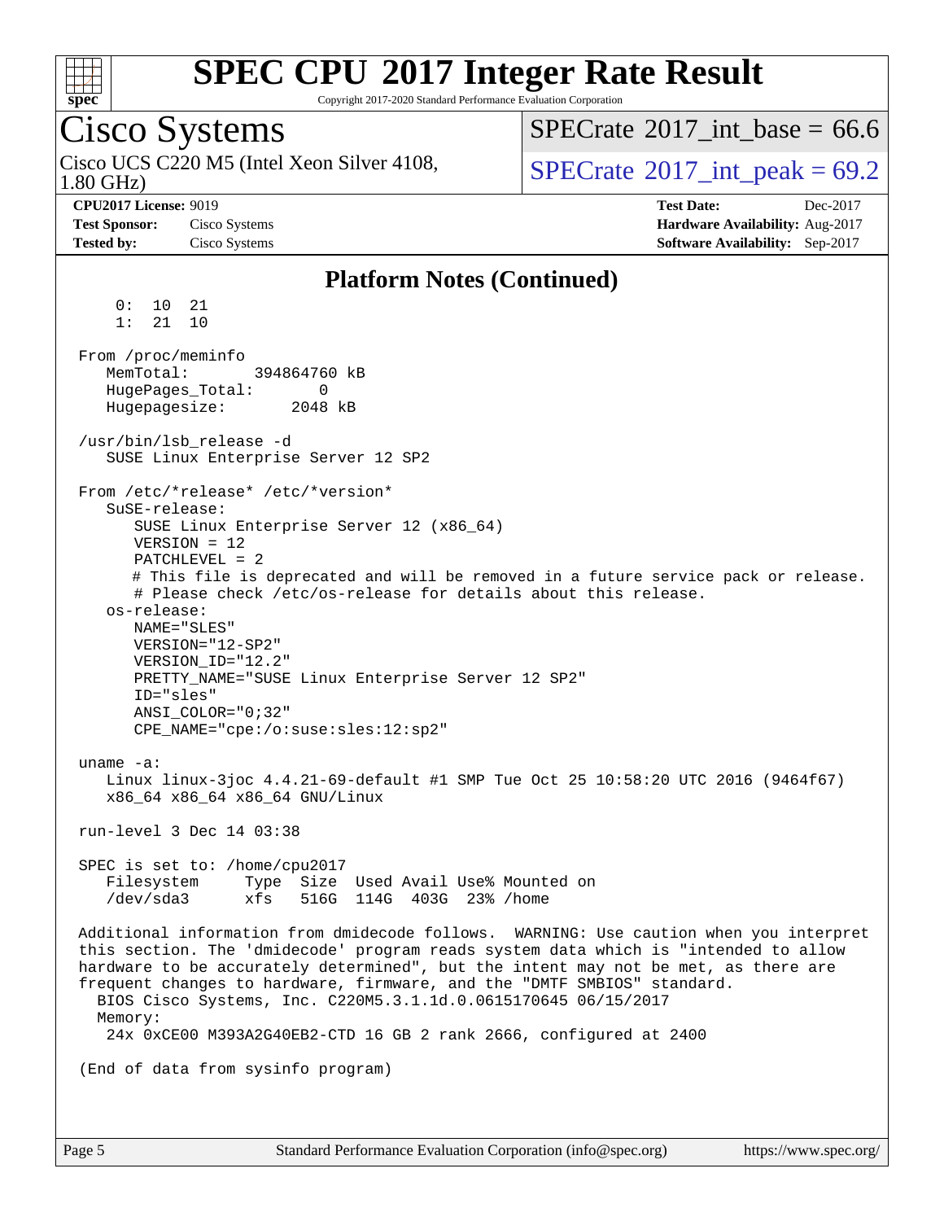## Platform Notes (Continued)

```
     0:  10  21
     1:  21  10

 From /proc/meminfo
    MemTotal:       394864760 kB
    HugePages_Total:       0
    Hugepagesize:       2048 kB

 /usr/bin/lsb_release -d
    SUSE Linux Enterprise Server 12 SP2

 From /etc/*release* /etc/*version*
    SuSE-release:
       SUSE Linux Enterprise Server 12 (x86_64)
       VERSION = 12
       PATCHLEVEL = 2
       # This file is deprecated and will be removed in a future service pack or release.
       # Please check /etc/os-release for details about this release.
    os-release:
       NAME="SLES"
       VERSION="12-SP2"
       VERSION_ID="12.2"
       PRETTY_NAME="SUSE Linux Enterprise Server 12 SP2"
       ID="sles"
       ANSI_COLOR="0;32"
       CPE_NAME="cpe:/o:suse:sles:12:sp2"

 uname -a:
    Linux linux-3joc 4.4.21-69-default #1 SMP Tue Oct 25 10:58:20 UTC 2016 (9464f67)
    x86_64 x86_64 x86_64 GNU/Linux

 run-level 3 Dec 14 03:38

 SPEC is set to: /home/cpu2017
    Filesystem     Type  Size  Used Avail Use% Mounted on
    /dev/sda3      xfs   516G  114G  403G  23% /home

 Additional information from dmidecode follows.  WARNING: Use caution when you interpret
 this section. The 'dmidecode' program reads system data which is "intended to allow
 hardware to be accurately determined", but the intent may not be met, as there are
 frequent changes to hardware, firmware, and the "DMTF SMBIOS" standard.
   BIOS Cisco Systems, Inc. C220M5.3.1.1d.0.0615170645 06/15/2017
   Memory:
    24x 0xCE00 M393A2G40EB2-CTD 16 GB 2 rank 2666, configured at 2400

 (End of data from sysinfo program)
```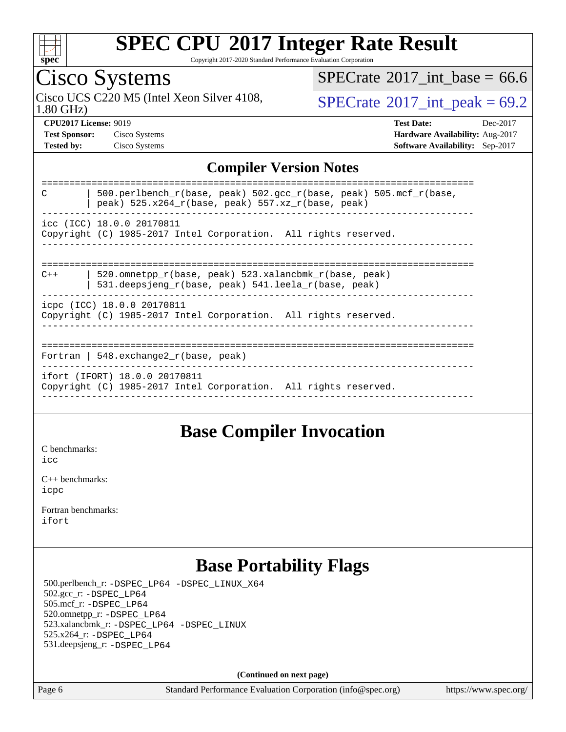# SPEC CPU 2017 Integer Rate Result

Copyright 2017-2020 Standard Performance Evaluation Corporation

## Cisco Systems

Cisco UCS C220 M5 (Intel Xeon Silver 4108, 1.80 GHz)

SPECrate 2017_int_base = 66.6

SPECrate 2017_int_peak = 69.2

**CPU2017 License:** 9019
**Test Sponsor:** Cisco Systems
**Tested by:** Cisco Systems

**Test Date:** Dec-2017
**Hardware Availability:** Aug-2017
**Software Availability:** Sep-2017

## Compiler Version Notes

```
==============================================================================
C       | 500.perlbench_r(base, peak) 502.gcc_r(base, peak) 505.mcf_r(base,
        | peak) 525.x264_r(base, peak) 557.xz_r(base, peak)
------------------------------------------------------------------------------
icc (ICC) 18.0.0 20170811
Copyright (C) 1985-2017 Intel Corporation.  All rights reserved.
------------------------------------------------------------------------------

==============================================================================
C++     | 520.omnetpp_r(base, peak) 523.xalancbmk_r(base, peak)
        | 531.deepsjeng_r(base, peak) 541.leela_r(base, peak)
------------------------------------------------------------------------------
icpc (ICC) 18.0.0 20170811
Copyright (C) 1985-2017 Intel Corporation.  All rights reserved.
------------------------------------------------------------------------------

==============================================================================
Fortran | 548.exchange2_r(base, peak)
------------------------------------------------------------------------------
ifort (IFORT) 18.0.0 20170811
Copyright (C) 1985-2017 Intel Corporation.  All rights reserved.
------------------------------------------------------------------------------
```

## Base Compiler Invocation

C benchmarks:
icc

C++ benchmarks:
icpc

Fortran benchmarks:
ifort

## Base Portability Flags

500.perlbench_r: -DSPEC_LP64 -DSPEC_LINUX_X64
502.gcc_r: -DSPEC_LP64
505.mcf_r: -DSPEC_LP64
520.omnetpp_r: -DSPEC_LP64
523.xalancbmk_r: -DSPEC_LP64 -DSPEC_LINUX
525.x264_r: -DSPEC_LP64
531.deepsjeng_r: -DSPEC_LP64

**(Continued on next page)**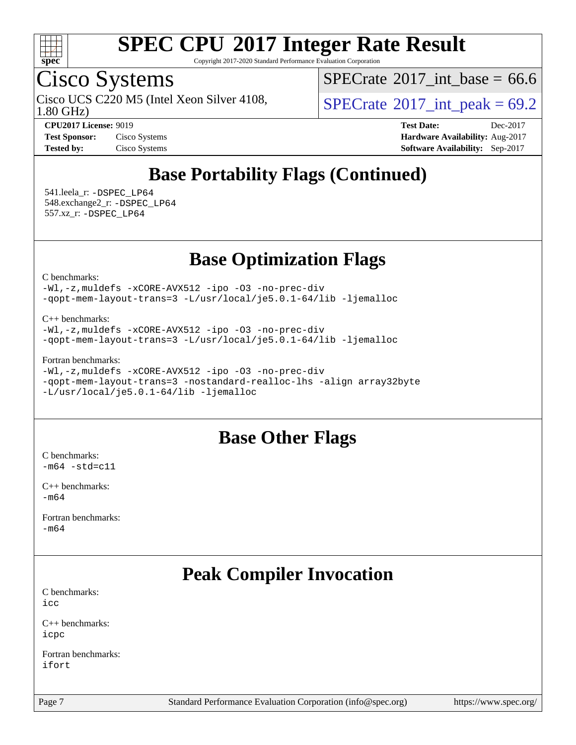## Base Portability Flags (Continued)

541.leela_r: `-DSPEC_LP64`
548.exchange2_r: `-DSPEC_LP64`
557.xz_r: `-DSPEC_LP64`

## Base Optimization Flags

C benchmarks:
```
-Wl,-z,muldefs -xCORE-AVX512 -ipo -O3 -no-prec-div
-qopt-mem-layout-trans=3 -L/usr/local/je5.0.1-64/lib -ljemalloc
```

C++ benchmarks:
```
-Wl,-z,muldefs -xCORE-AVX512 -ipo -O3 -no-prec-div
-qopt-mem-layout-trans=3 -L/usr/local/je5.0.1-64/lib -ljemalloc
```

Fortran benchmarks:
```
-Wl,-z,muldefs -xCORE-AVX512 -ipo -O3 -no-prec-div
-qopt-mem-layout-trans=3 -nostandard-realloc-lhs -align array32byte
-L/usr/local/je5.0.1-64/lib -ljemalloc
```

## Base Other Flags

C benchmarks:
```
-m64 -std=c11
```

C++ benchmarks:
```
-m64
```

Fortran benchmarks:
```
-m64
```

## Peak Compiler Invocation

C benchmarks:
```
icc
```

C++ benchmarks:
```
icpc
```

Fortran benchmarks:
```
ifort
```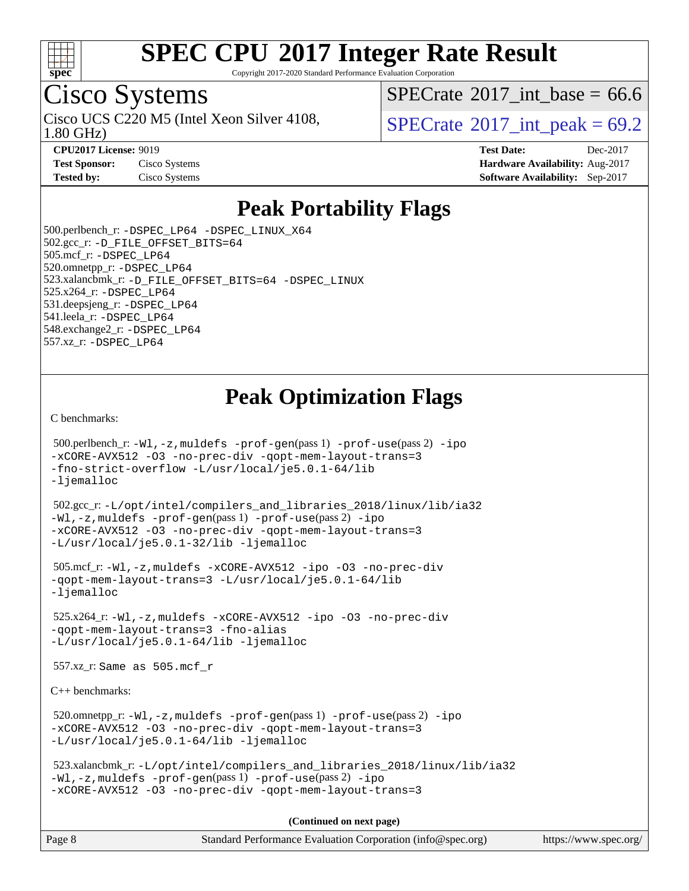# SPEC CPU 2017 Integer Rate Result

Copyright 2017-2020 Standard Performance Evaluation Corporation

## Cisco Systems

Cisco UCS C220 M5 (Intel Xeon Silver 4108, 1.80 GHz)

SPECrate 2017_int_base = 66.6

SPECrate 2017_int_peak = 69.2

**CPU2017 License:** 9019
**Test Sponsor:** Cisco Systems
**Tested by:** Cisco Systems

**Test Date:** Dec-2017
**Hardware Availability:** Aug-2017
**Software Availability:** Sep-2017

## Peak Portability Flags

500.perlbench_r: -DSPEC_LP64 -DSPEC_LINUX_X64
502.gcc_r: -D_FILE_OFFSET_BITS=64
505.mcf_r: -DSPEC_LP64
520.omnetpp_r: -DSPEC_LP64
523.xalancbmk_r: -D_FILE_OFFSET_BITS=64 -DSPEC_LINUX
525.x264_r: -DSPEC_LP64
531.deepsjeng_r: -DSPEC_LP64
541.leela_r: -DSPEC_LP64
548.exchange2_r: -DSPEC_LP64
557.xz_r: -DSPEC_LP64

## Peak Optimization Flags

C benchmarks:

500.perlbench_r: -Wl,-z,muldefs -prof-gen(pass 1) -prof-use(pass 2) -ipo -xCORE-AVX512 -O3 -no-prec-div -qopt-mem-layout-trans=3 -fno-strict-overflow -L/usr/local/je5.0.1-64/lib -ljemalloc

502.gcc_r: -L/opt/intel/compilers_and_libraries_2018/linux/lib/ia32 -Wl,-z,muldefs -prof-gen(pass 1) -prof-use(pass 2) -ipo -xCORE-AVX512 -O3 -no-prec-div -qopt-mem-layout-trans=3 -L/usr/local/je5.0.1-32/lib -ljemalloc

505.mcf_r: -Wl,-z,muldefs -xCORE-AVX512 -ipo -O3 -no-prec-div -qopt-mem-layout-trans=3 -L/usr/local/je5.0.1-64/lib -ljemalloc

525.x264_r: -Wl,-z,muldefs -xCORE-AVX512 -ipo -O3 -no-prec-div -qopt-mem-layout-trans=3 -fno-alias -L/usr/local/je5.0.1-64/lib -ljemalloc

557.xz_r: Same as 505.mcf_r

C++ benchmarks:

520.omnetpp_r: -Wl,-z,muldefs -prof-gen(pass 1) -prof-use(pass 2) -ipo -xCORE-AVX512 -O3 -no-prec-div -qopt-mem-layout-trans=3 -L/usr/local/je5.0.1-64/lib -ljemalloc

523.xalancbmk_r: -L/opt/intel/compilers_and_libraries_2018/linux/lib/ia32 -Wl,-z,muldefs -prof-gen(pass 1) -prof-use(pass 2) -ipo -xCORE-AVX512 -O3 -no-prec-div -qopt-mem-layout-trans=3

**(Continued on next page)**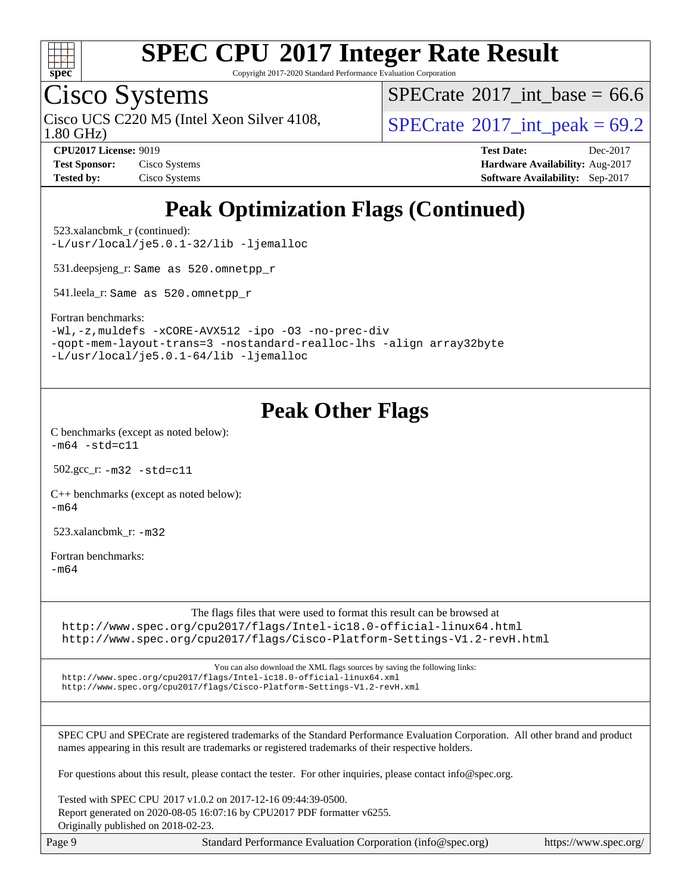# Peak Optimization Flags (Continued)

523.xalancbmk_r (continued):
-L/usr/local/je5.0.1-32/lib -ljemalloc

531.deepsjeng_r: Same as 520.omnetpp_r

541.leela_r: Same as 520.omnetpp_r

Fortran benchmarks:
-Wl,-z,muldefs -xCORE-AVX512 -ipo -O3 -no-prec-div
-qopt-mem-layout-trans=3 -nostandard-realloc-lhs -align array32byte
-L/usr/local/je5.0.1-64/lib -ljemalloc

# Peak Other Flags

C benchmarks (except as noted below):
-m64 -std=c11

502.gcc_r: -m32 -std=c11

C++ benchmarks (except as noted below):
-m64

523.xalancbmk_r: -m32

Fortran benchmarks:
-m64

The flags files that were used to format this result can be browsed at
http://www.spec.org/cpu2017/flags/Intel-ic18.0-official-linux64.html
http://www.spec.org/cpu2017/flags/Cisco-Platform-Settings-V1.2-revH.html

You can also download the XML flags sources by saving the following links:
http://www.spec.org/cpu2017/flags/Intel-ic18.0-official-linux64.xml
http://www.spec.org/cpu2017/flags/Cisco-Platform-Settings-V1.2-revH.xml

SPEC CPU and SPECrate are registered trademarks of the Standard Performance Evaluation Corporation. All other brand and product names appearing in this result are trademarks or registered trademarks of their respective holders.

For questions about this result, please contact the tester. For other inquiries, please contact info@spec.org.

Tested with SPEC CPU 2017 v1.0.2 on 2017-12-16 09:44:39-0500.
Report generated on 2020-08-05 16:07:16 by CPU2017 PDF formatter v6255.
Originally published on 2018-02-23.